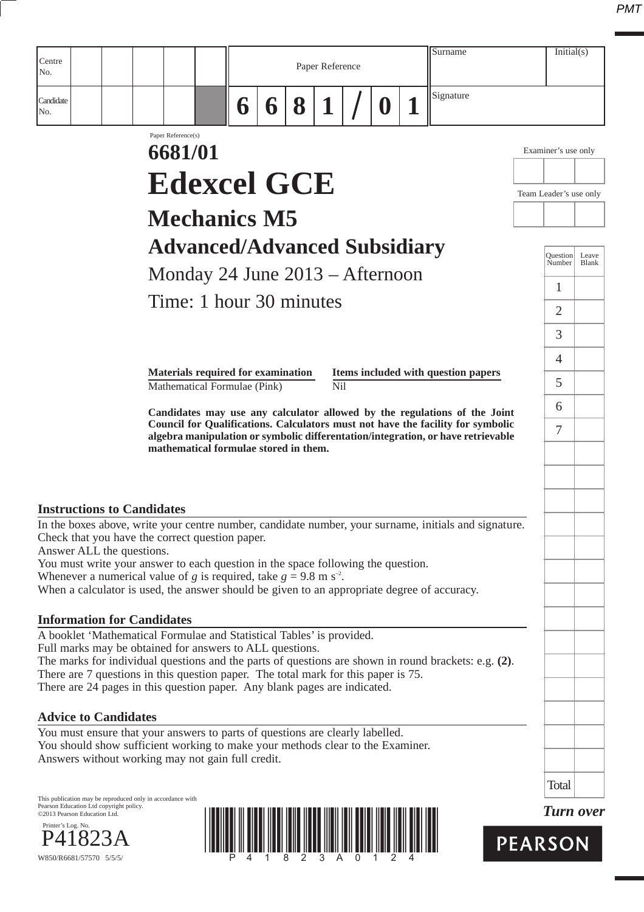| Centre No. | | | | | | Paper Reference | | | | | | | Surname | Initial(s) |
|---|---|---|---|---|---|---|---|---|---|---|---|---|---|---|
| Candidate No. | | | | | | 6 | 6 | 8 | 1 | / | 0 | 1 | Signature | |

Paper Reference(s)

# 6681/01

# Edexcel GCE

## Mechanics M5

## Advanced/Advanced Subsidiary

Monday 24 June 2013 – Afternoon

Time: 1 hour 30 minutes

| Materials required for examination | Items included with question papers |
|---|---|
| Mathematical Formulae (Pink) | Nil |

**Candidates may use any calculator allowed by the regulations of the Joint Council for Qualifications. Calculators must not have the facility for symbolic algebra manipulation or symbolic differentiation/integration, or have retrievable mathematical formulae stored in them.**

Examiner's use only

Team Leader's use only

| Question Number | Leave Blank |
|---|---|
| 1 | |
| 2 | |
| 3 | |
| 4 | |
| 5 | |
| 6 | |
| 7 | |
| Total | |

### Instructions to Candidates

In the boxes above, write your centre number, candidate number, your surname, initials and signature.
Check that you have the correct question paper.
Answer ALL the questions.
You must write your answer to each question in the space following the question.
Whenever a numerical value of $g$ is required, take $g = 9.8 \text{ m s}^{-2}$.
When a calculator is used, the answer should be given to an appropriate degree of accuracy.

### Information for Candidates

A booklet 'Mathematical Formulae and Statistical Tables' is provided.
Full marks may be obtained for answers to ALL questions.
The marks for individual questions and the parts of questions are shown in round brackets: e.g. **(2)**.
There are 7 questions in this question paper. The total mark for this paper is 75.
There are 24 pages in this question paper. Any blank pages are indicated.

### Advice to Candidates

You must ensure that your answers to parts of questions are clearly labelled.
You should show sufficient working to make your methods clear to the Examiner.
Answers without working may not gain full credit.

This publication may be reproduced only in accordance with Pearson Education Ltd copyright policy.
©2013 Pearson Education Ltd.

Printer's Log. No.
P41823A

W850/R6681/57570 5/5/5/

*Turn over*

PEARSON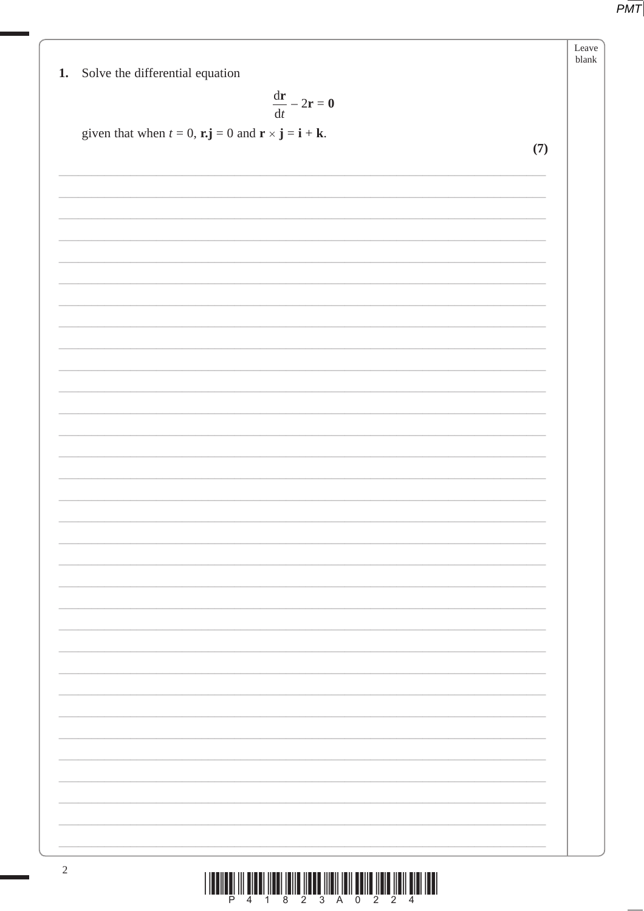**1.** Solve the differential equation

$$\frac{\mathrm{d}\mathbf{r}}{\mathrm{d}t} - 2\mathbf{r} = \mathbf{0}$$

given that when $t = 0$, $\mathbf{r}.\mathbf{j} = 0$ and $\mathbf{r} \times \mathbf{j} = \mathbf{i} + \mathbf{k}$.

**(7)**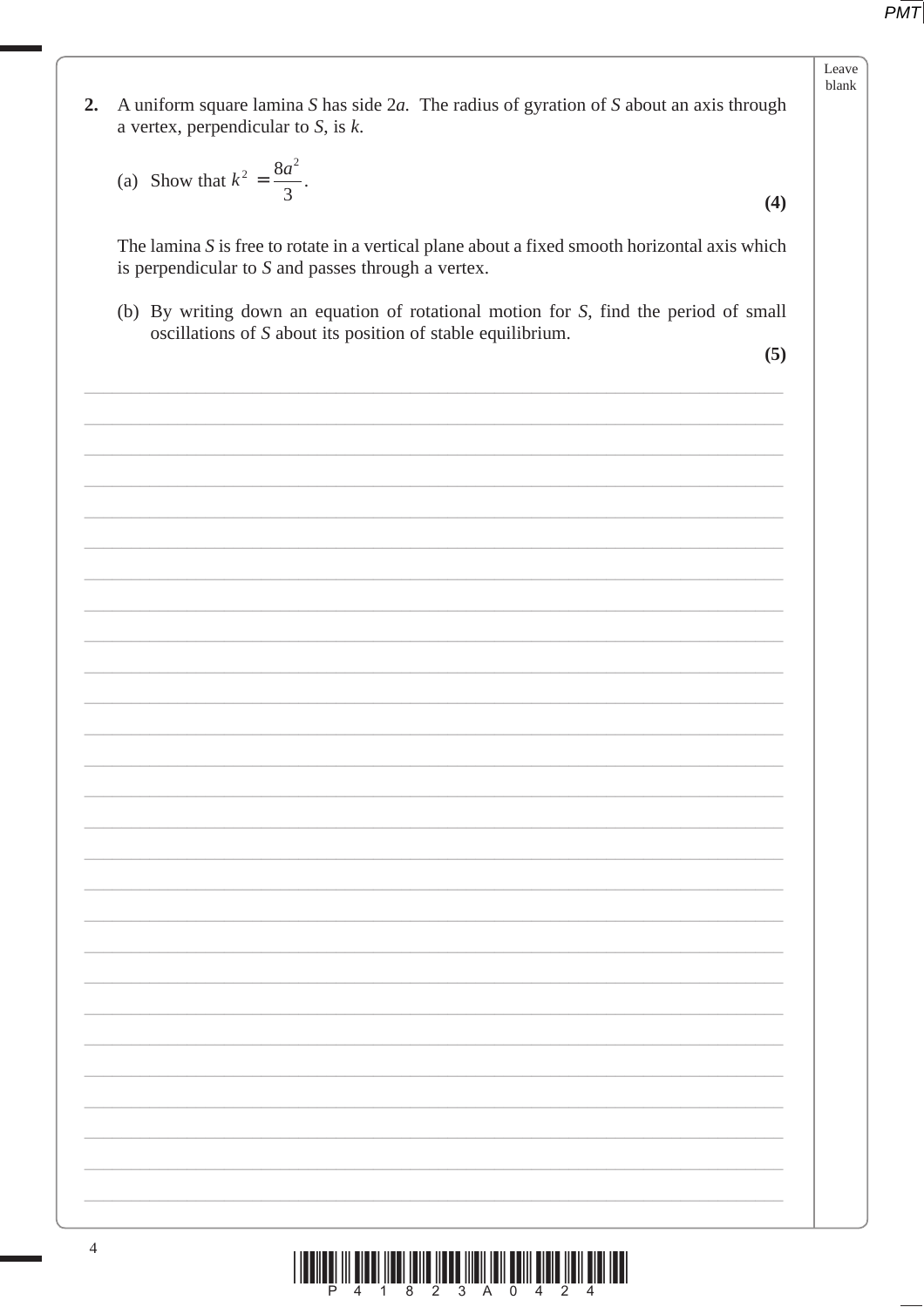**2.** A uniform square lamina $S$ has side $2a$. The radius of gyration of $S$ about an axis through a vertex, perpendicular to $S$, is $k$.

(a) Show that $k^2 = \dfrac{8a^2}{3}$.

**(4)**

The lamina $S$ is free to rotate in a vertical plane about a fixed smooth horizontal axis which is perpendicular to $S$ and passes through a vertex.

(b) By writing down an equation of rotational motion for $S$, find the period of small oscillations of $S$ about its position of stable equilibrium.

**(5)**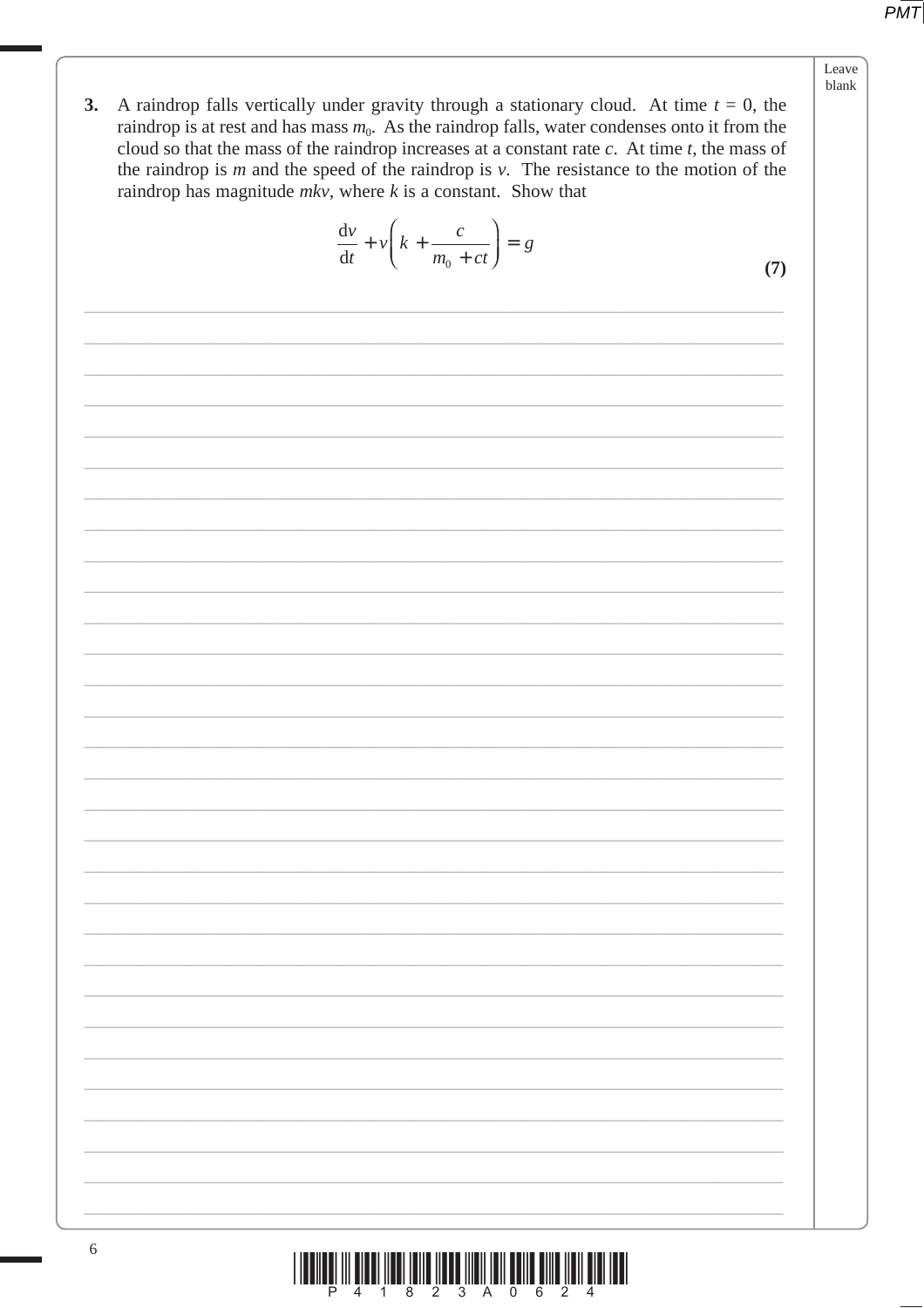**3.** A raindrop falls vertically under gravity through a stationary cloud. At time $t = 0$, the raindrop is at rest and has mass $m_0$. As the raindrop falls, water condenses onto it from the cloud so that the mass of the raindrop increases at a constant rate $c$. At time $t$, the mass of the raindrop is $m$ and the speed of the raindrop is $v$. The resistance to the motion of the raindrop has magnitude $mkv$, where $k$ is a constant. Show that

$$\frac{\mathrm{d}v}{\mathrm{d}t} + v\left(k + \frac{c}{m_0 + ct}\right) = g$$

**(7)**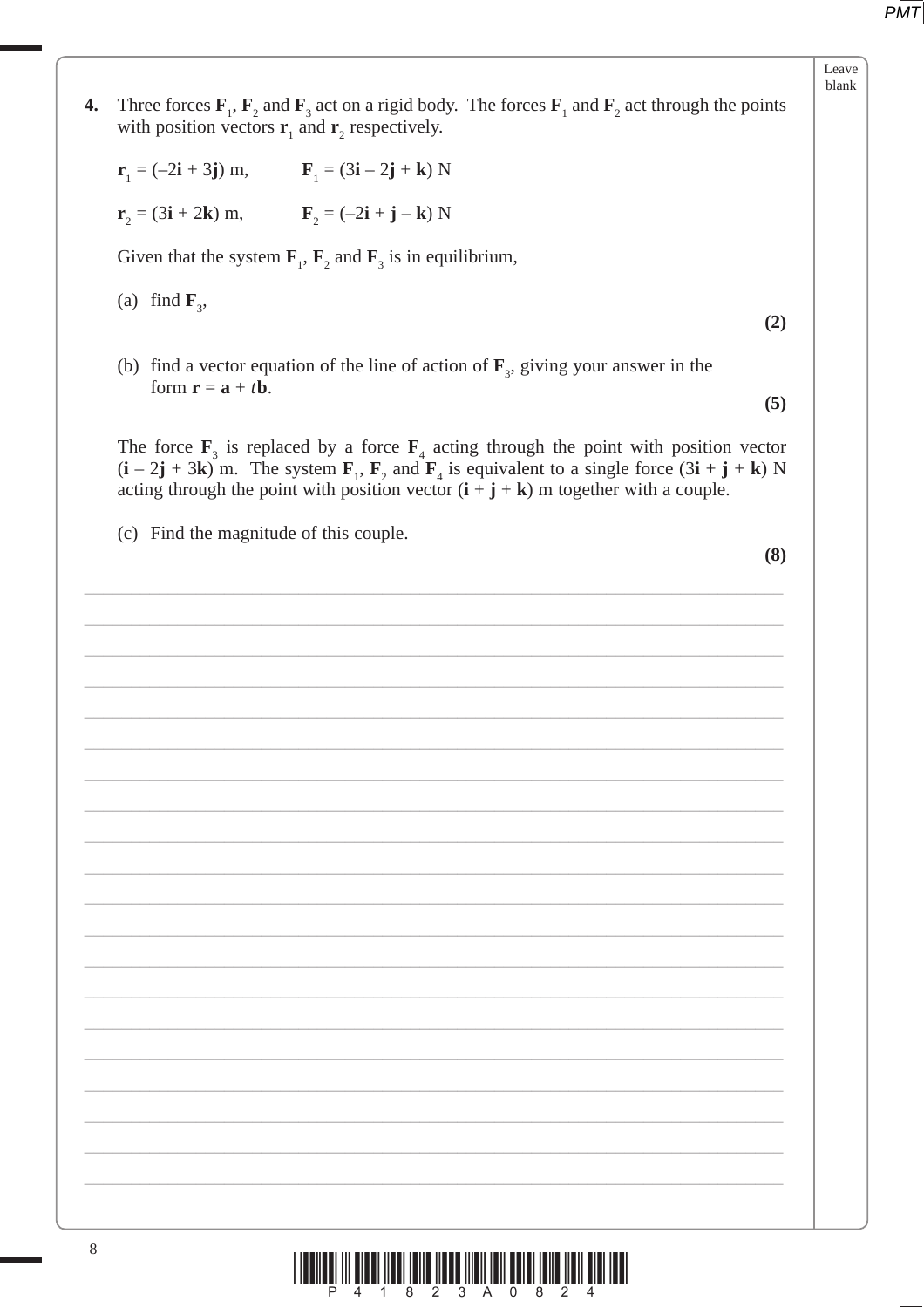**4.** Three forces $\mathbf{F}_1$, $\mathbf{F}_2$ and $\mathbf{F}_3$ act on a rigid body. The forces $\mathbf{F}_1$ and $\mathbf{F}_2$ act through the points with position vectors $\mathbf{r}_1$ and $\mathbf{r}_2$ respectively.

$\mathbf{r}_1 = (-2\mathbf{i} + 3\mathbf{j})$ m, $\quad\quad \mathbf{F}_1 = (3\mathbf{i} - 2\mathbf{j} + \mathbf{k})$ N

$\mathbf{r}_2 = (3\mathbf{i} + 2\mathbf{k})$ m, $\quad\quad \mathbf{F}_2 = (-2\mathbf{i} + \mathbf{j} - \mathbf{k})$ N

Given that the system $\mathbf{F}_1$, $\mathbf{F}_2$ and $\mathbf{F}_3$ is in equilibrium,

(a) find $\mathbf{F}_3$,

**(2)**

(b) find a vector equation of the line of action of $\mathbf{F}_3$, giving your answer in the form $\mathbf{r} = \mathbf{a} + t\mathbf{b}$.

**(5)**

The force $\mathbf{F}_3$ is replaced by a force $\mathbf{F}_4$ acting through the point with position vector $(\mathbf{i} - 2\mathbf{j} + 3\mathbf{k})$ m. The system $\mathbf{F}_1$, $\mathbf{F}_2$ and $\mathbf{F}_4$ is equivalent to a single force $(3\mathbf{i} + \mathbf{j} + \mathbf{k})$ N acting through the point with position vector $(\mathbf{i} + \mathbf{j} + \mathbf{k})$ m together with a couple.

(c) Find the magnitude of this couple.

**(8)**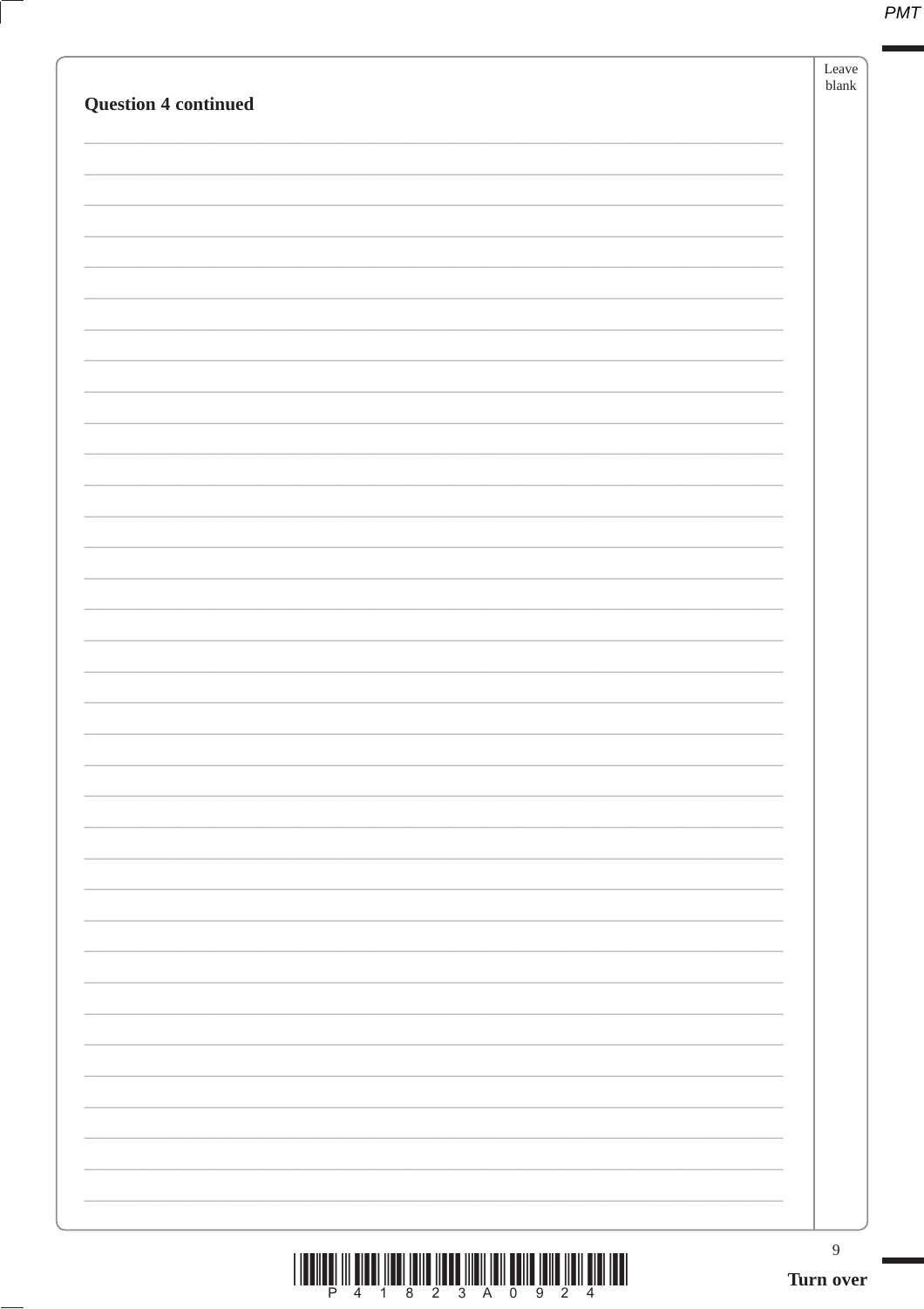**Question 4 continued**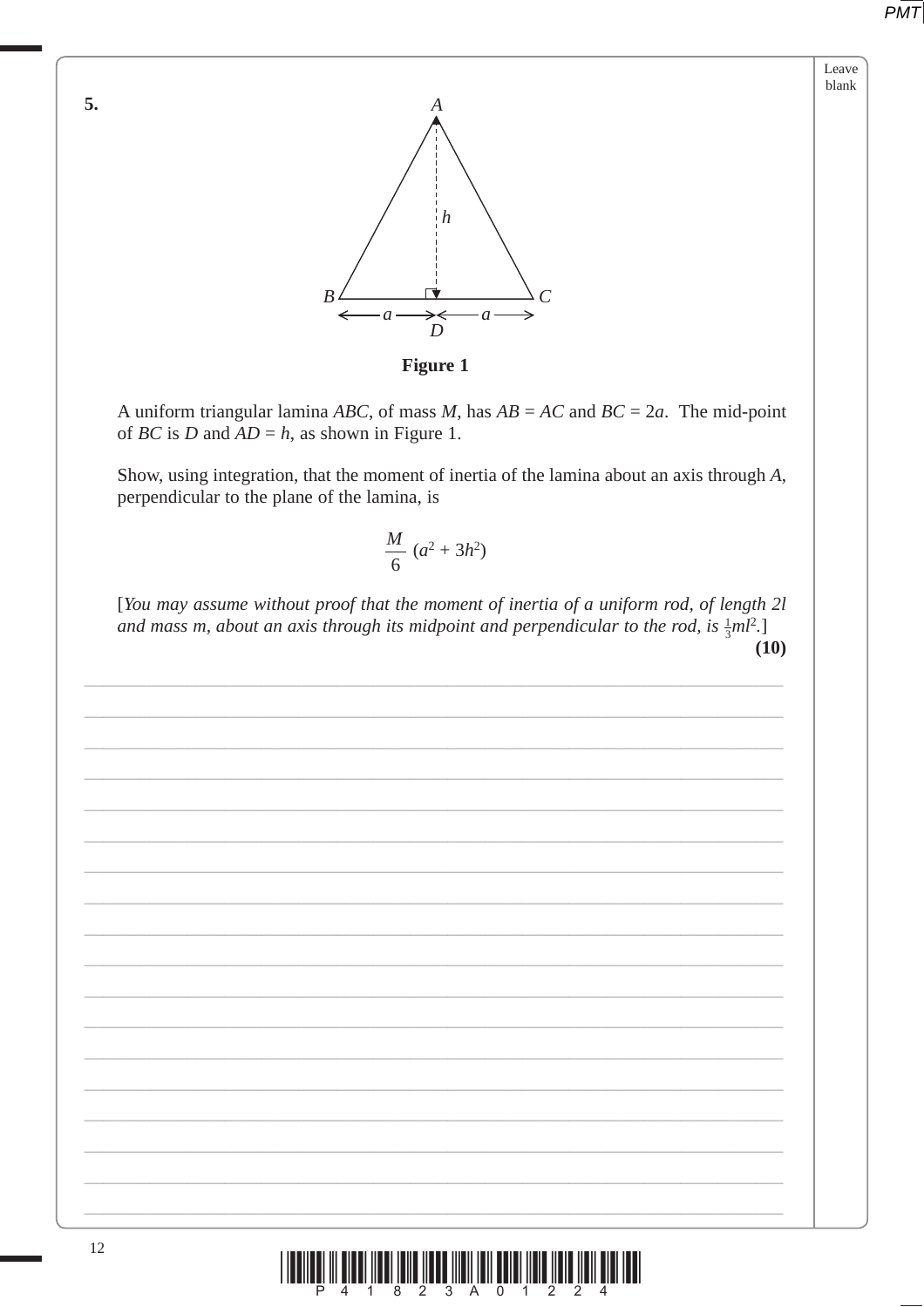**5.**

**Figure 1**

A uniform triangular lamina $ABC$, of mass $M$, has $AB = AC$ and $BC = 2a$. The mid-point of $BC$ is $D$ and $AD = h$, as shown in Figure 1.

Show, using integration, that the moment of inertia of the lamina about an axis through $A$, perpendicular to the plane of the lamina, is

$$\frac{M}{6}(a^2 + 3h^2)$$

[*You may assume without proof that the moment of inertia of a uniform rod, of length 2l and mass m, about an axis through its midpoint and perpendicular to the rod, is* $\frac{1}{3}ml^2$.]

**(10)**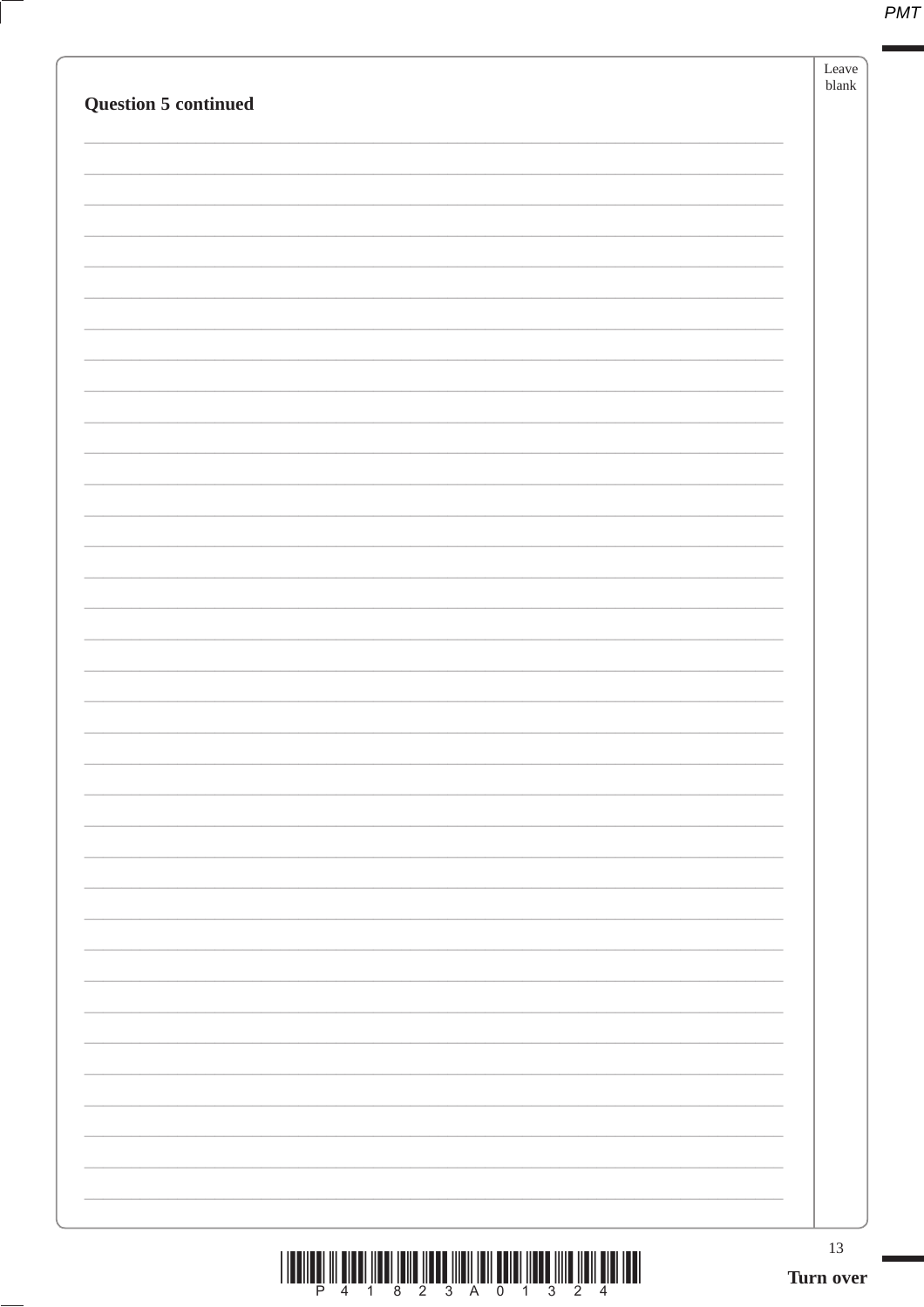**Question 5 continued**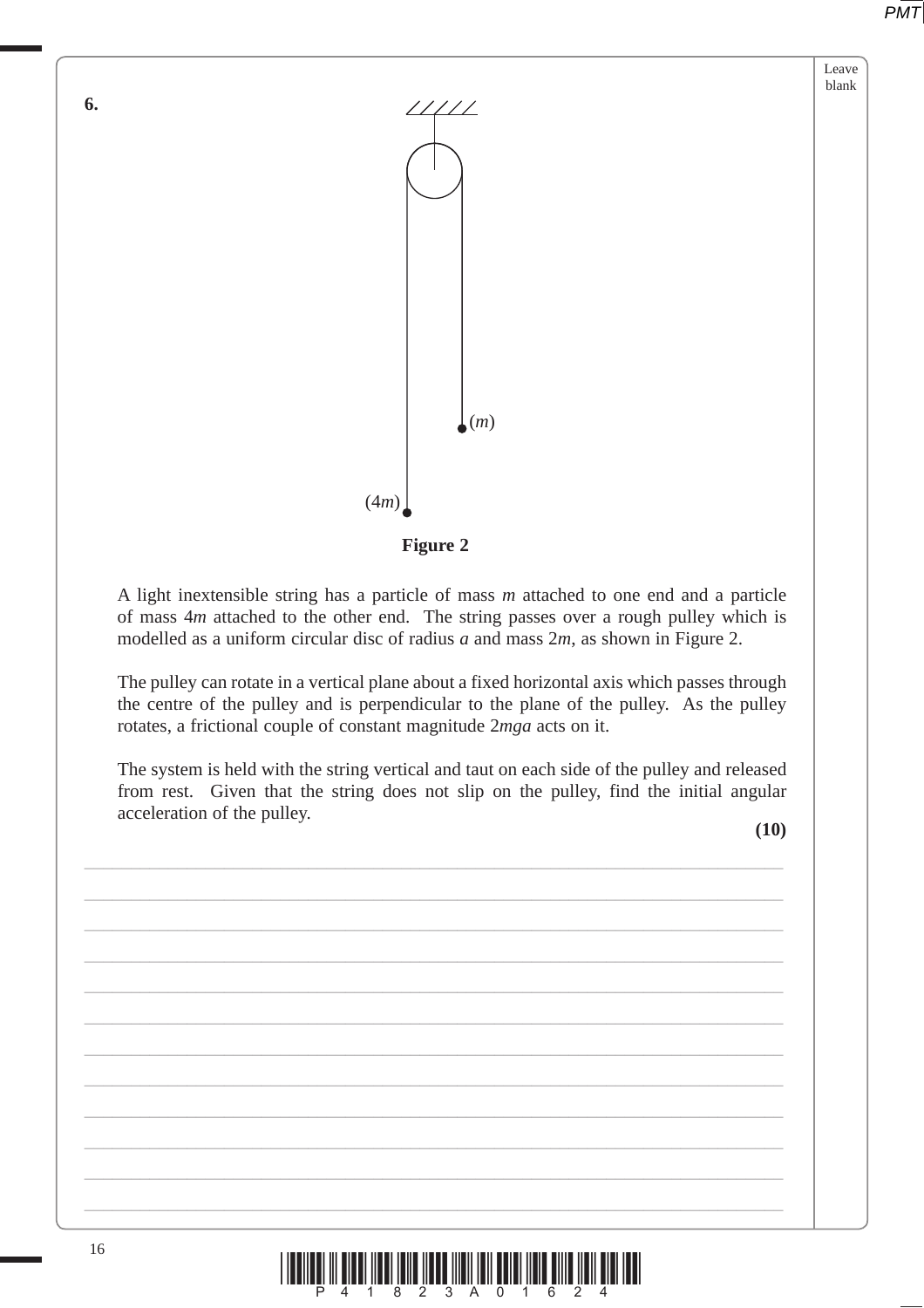**6.**

(m)

(4m)

**Figure 2**

A light inextensible string has a particle of mass $m$ attached to one end and a particle of mass $4m$ attached to the other end. The string passes over a rough pulley which is modelled as a uniform circular disc of radius $a$ and mass $2m$, as shown in Figure 2.

The pulley can rotate in a vertical plane about a fixed horizontal axis which passes through the centre of the pulley and is perpendicular to the plane of the pulley. As the pulley rotates, a frictional couple of constant magnitude $2mga$ acts on it.

The system is held with the string vertical and taut on each side of the pulley and released from rest. Given that the string does not slip on the pulley, find the initial angular acceleration of the pulley.

**(10)**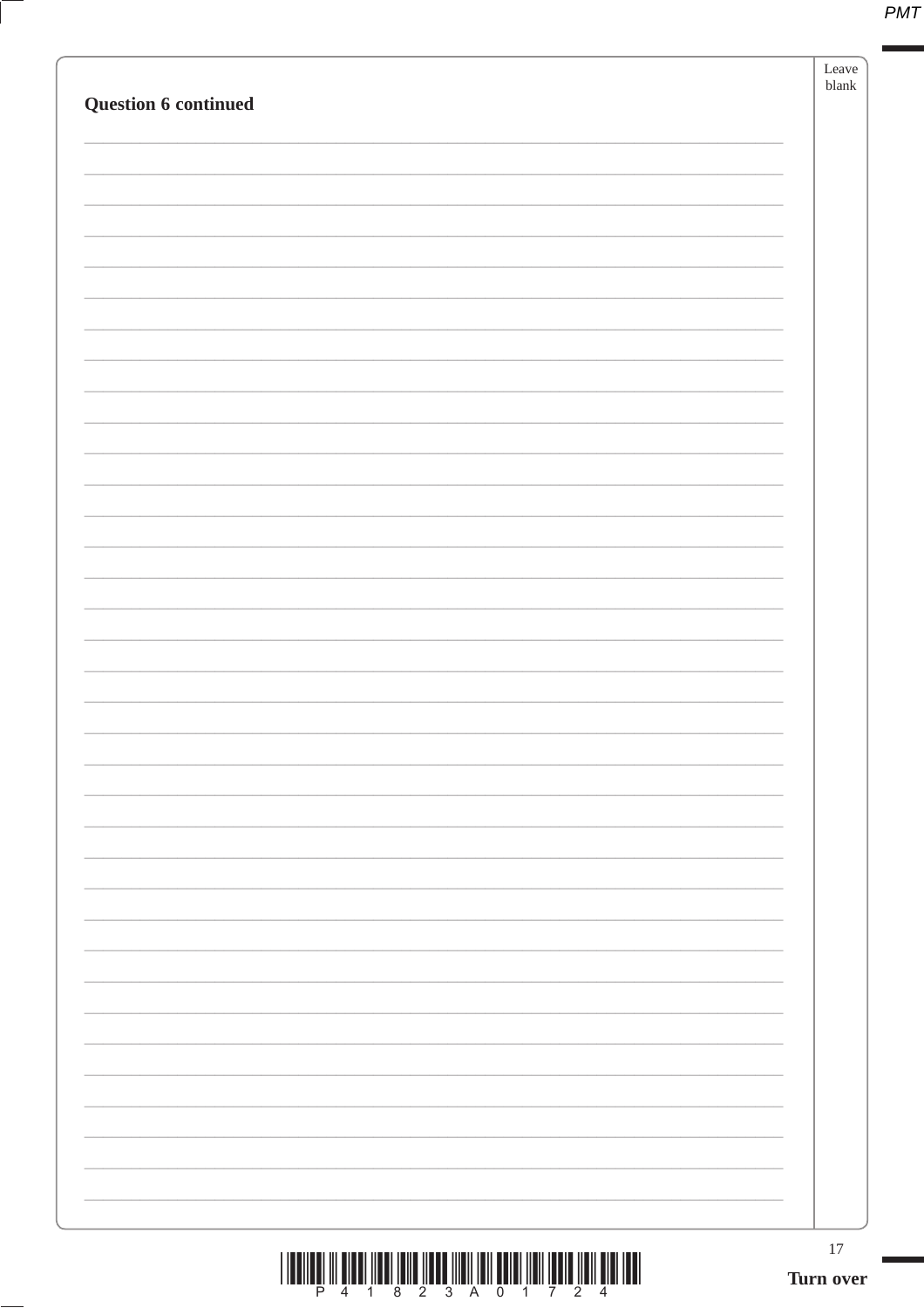**Question 6 continued**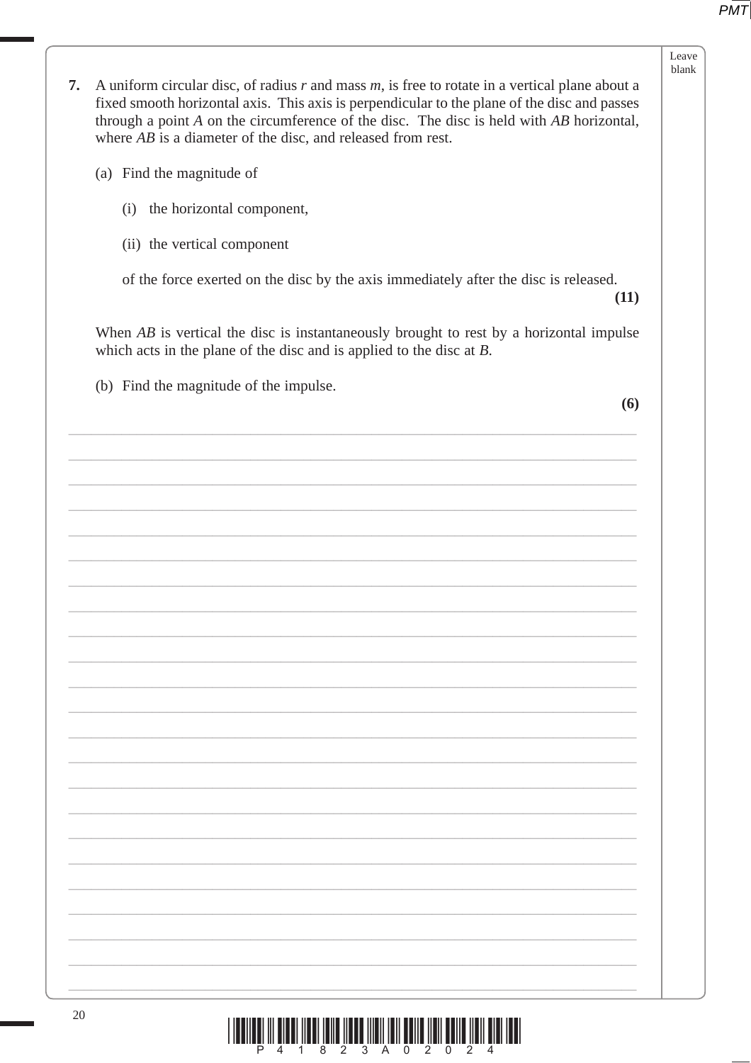**7.** A uniform circular disc, of radius $r$ and mass $m$, is free to rotate in a vertical plane about a fixed smooth horizontal axis. This axis is perpendicular to the plane of the disc and passes through a point $A$ on the circumference of the disc. The disc is held with $AB$ horizontal, where $AB$ is a diameter of the disc, and released from rest.

(a) Find the magnitude of

(i) the horizontal component,

(ii) the vertical component

of the force exerted on the disc by the axis immediately after the disc is released.

**(11)**

When $AB$ is vertical the disc is instantaneously brought to rest by a horizontal impulse which acts in the plane of the disc and is applied to the disc at $B$.

(b) Find the magnitude of the impulse.

**(6)**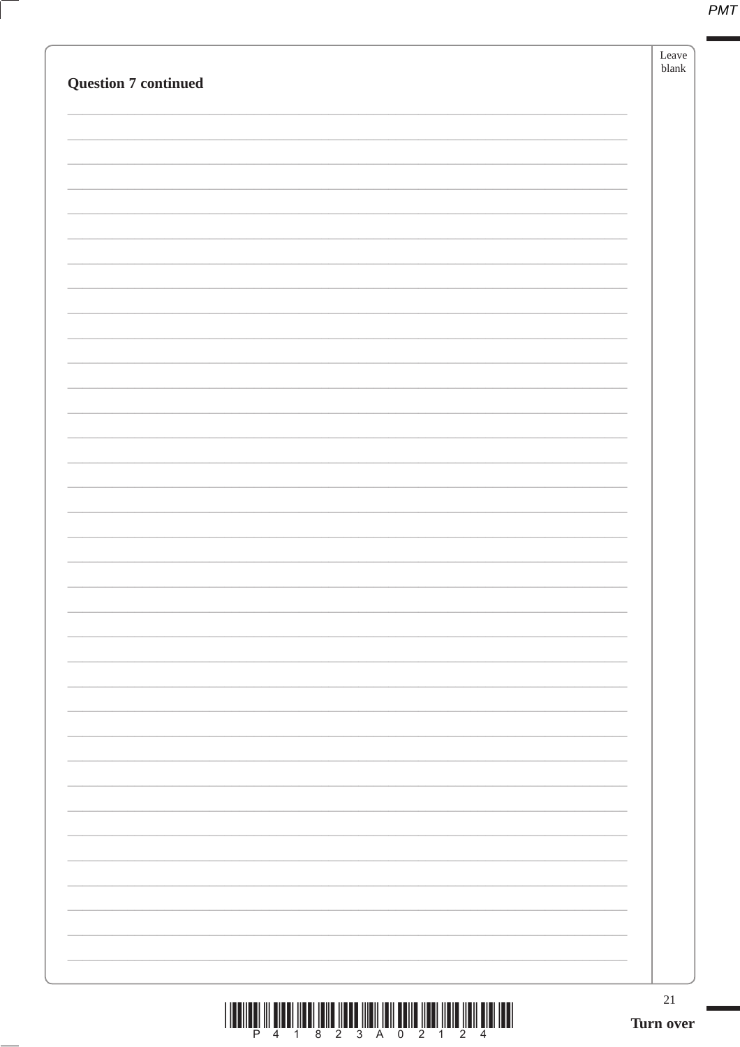**Question 7 continued**